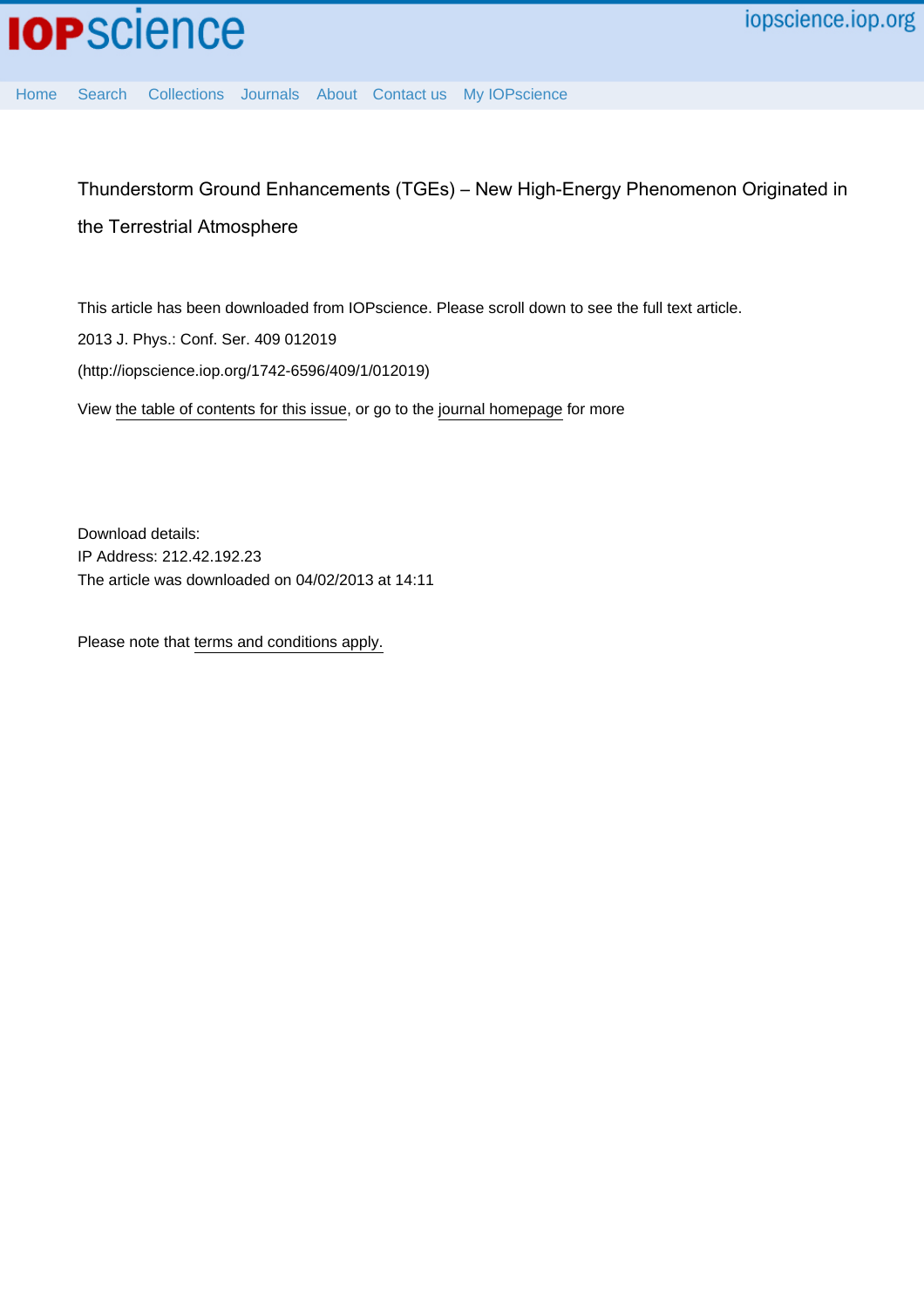# Thunderstorm Ground Enhancements (TGEs) – New High-Energy Phenomenon Originated in the Terrestrial Atmosphere

This article has been downloaded from IOPscience. Please scroll down to see the full text article.

2013 J. Phys.: Conf. Ser. 409 012019

(http://iopscience.iop.org/1742-6596/409/1/012019)

View the table of contents for this issue, or go to the journal homepage for more

Download details:

IP Address: 212.42.192.23

The article was downloaded on 04/02/2013 at 14:11

Please note that terms and conditions apply.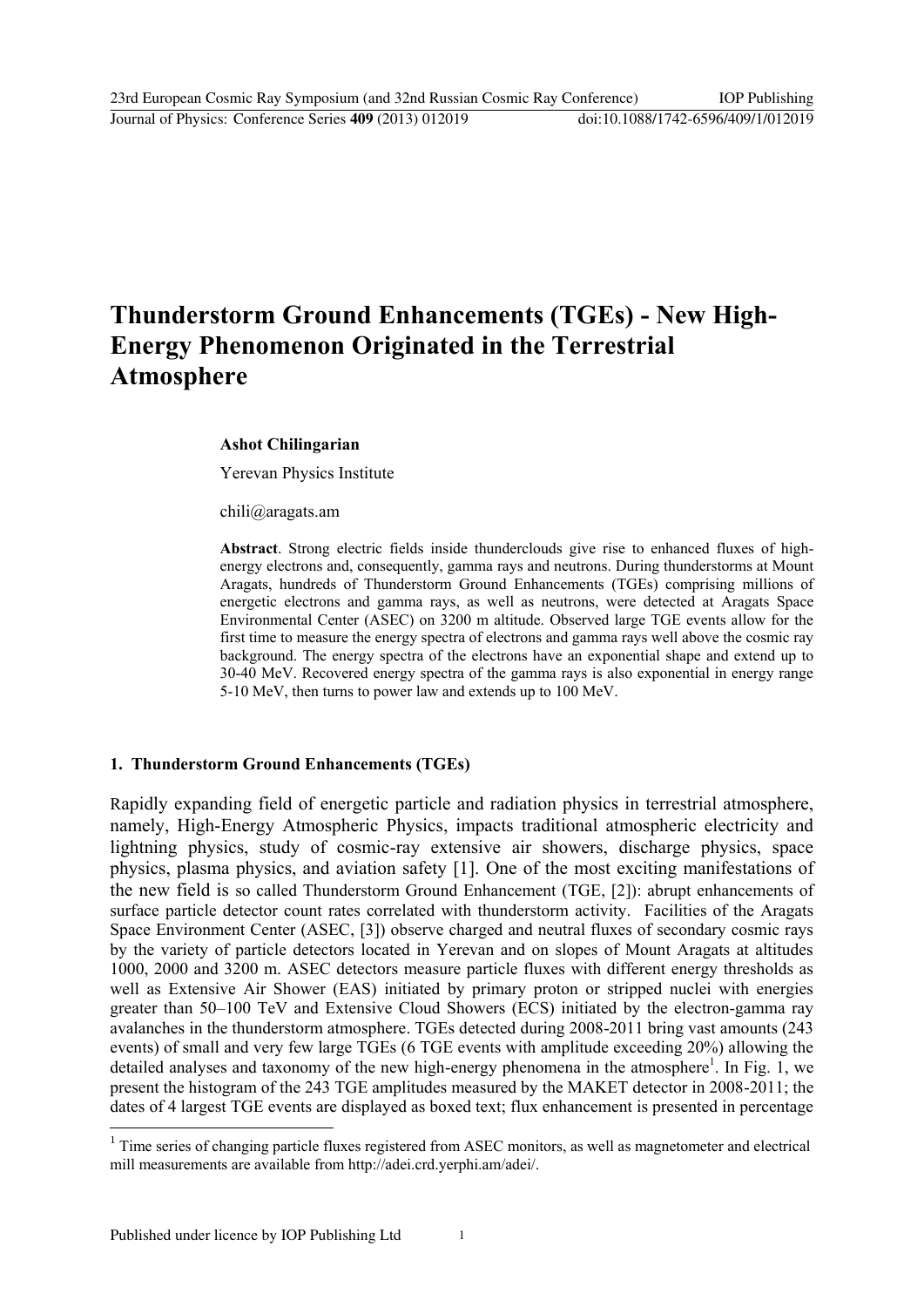# Thunderstorm Ground Enhancements (TGEs) - New High-Energy Phenomenon Originated in the Terrestrial Atmosphere

**Ashot Chilingarian**

Yerevan Physics Institute

chili@aragats.am

**Abstract**. Strong electric fields inside thunderclouds give rise to enhanced fluxes of high-energy electrons and, consequently, gamma rays and neutrons. During thunderstorms at Mount Aragats, hundreds of Thunderstorm Ground Enhancements (TGEs) comprising millions of energetic electrons and gamma rays, as well as neutrons, were detected at Aragats Space Environmental Center (ASEC) on 3200 m altitude. Observed large TGE events allow for the first time to measure the energy spectra of electrons and gamma rays well above the cosmic ray background. The energy spectra of the electrons have an exponential shape and extend up to 30-40 MeV. Recovered energy spectra of the gamma rays is also exponential in energy range 5-10 MeV, then turns to power law and extends up to 100 MeV.

## 1. Thunderstorm Ground Enhancements (TGEs)

Rapidly expanding field of energetic particle and radiation physics in terrestrial atmosphere, namely, High-Energy Atmospheric Physics, impacts traditional atmospheric electricity and lightning physics, study of cosmic-ray extensive air showers, discharge physics, space physics, plasma physics, and aviation safety [1]. One of the most exciting manifestations of the new field is so called Thunderstorm Ground Enhancement (TGE, [2]): abrupt enhancements of surface particle detector count rates correlated with thunderstorm activity. Facilities of the Aragats Space Environment Center (ASEC, [3]) observe charged and neutral fluxes of secondary cosmic rays by the variety of particle detectors located in Yerevan and on slopes of Mount Aragats at altitudes 1000, 2000 and 3200 m. ASEC detectors measure particle fluxes with different energy thresholds as well as Extensive Air Shower (EAS) initiated by primary proton or stripped nuclei with energies greater than 50–100 TeV and Extensive Cloud Showers (ECS) initiated by the electron-gamma ray avalanches in the thunderstorm atmosphere. TGEs detected during 2008-2011 bring vast amounts (243 events) of small and very few large TGEs (6 TGE events with amplitude exceeding 20%) allowing the detailed analyses and taxonomy of the new high-energy phenomena in the atmosphere[1]. In Fig. 1, we present the histogram of the 243 TGE amplitudes measured by the MAKET detector in 2008-2011; the dates of 4 largest TGE events are displayed as boxed text; flux enhancement is presented in percentage

---

[1] Time series of changing particle fluxes registered from ASEC monitors, as well as magnetometer and electrical mill measurements are available from http://adei.crd.yerphi.am/adei/.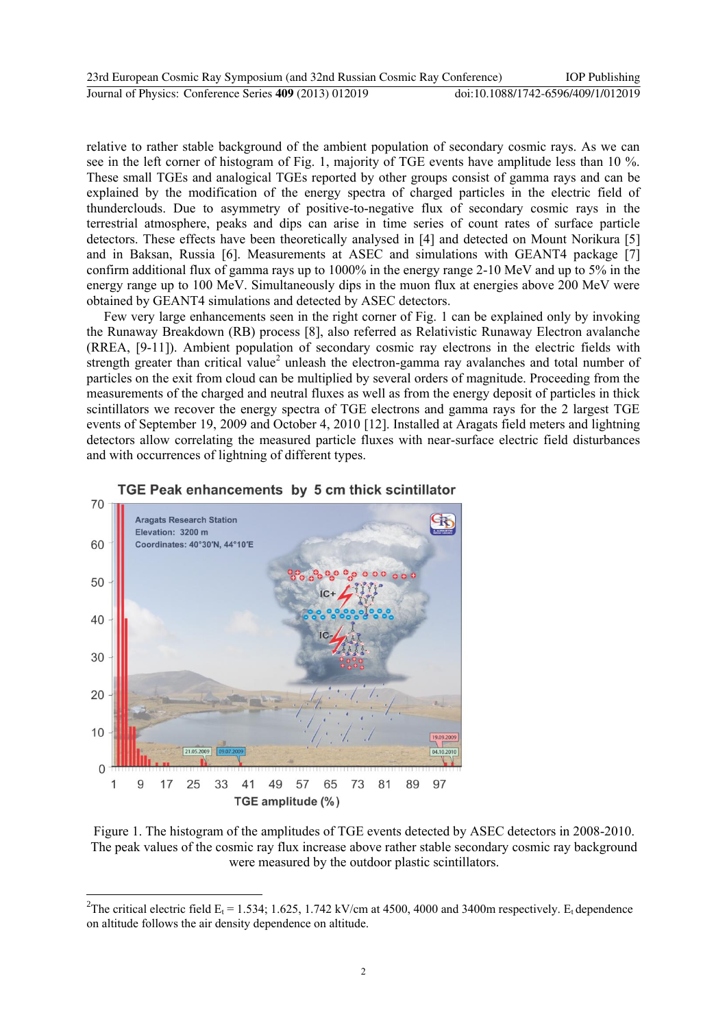relative to rather stable background of the ambient population of secondary cosmic rays. As we can see in the left corner of histogram of Fig. 1, majority of TGE events have amplitude less than 10 %. These small TGEs and analogical TGEs reported by other groups consist of gamma rays and can be explained by the modification of the energy spectra of charged particles in the electric field of thunderclouds. Due to asymmetry of positive-to-negative flux of secondary cosmic rays in the terrestrial atmosphere, peaks and dips can arise in time series of count rates of surface particle detectors. These effects have been theoretically analysed in [4] and detected on Mount Norikura [5] and in Baksan, Russia [6]. Measurements at ASEC and simulations with GEANT4 package [7] confirm additional flux of gamma rays up to 1000% in the energy range 2-10 MeV and up to 5% in the energy range up to 100 MeV. Simultaneously dips in the muon flux at energies above 200 MeV were obtained by GEANT4 simulations and detected by ASEC detectors.

Few very large enhancements seen in the right corner of Fig. 1 can be explained only by invoking the Runaway Breakdown (RB) process [8], also referred as Relativistic Runaway Electron avalanche (RREA, [9-11]). Ambient population of secondary cosmic ray electrons in the electric fields with strength greater than critical value[2] unleash the electron-gamma ray avalanches and total number of particles on the exit from cloud can be multiplied by several orders of magnitude. Proceeding from the measurements of the charged and neutral fluxes as well as from the energy deposit of particles in thick scintillators we recover the energy spectra of TGE electrons and gamma rays for the 2 largest TGE events of September 19, 2009 and October 4, 2010 [12]. Installed at Aragats field meters and lightning detectors allow correlating the measured particle fluxes with near-surface electric field disturbances and with occurrences of lightning of different types.

Figure 1. The histogram of the amplitudes of TGE events detected by ASEC detectors in 2008-2010. The peak values of the cosmic ray flux increase above rather stable secondary cosmic ray background were measured by the outdoor plastic scintillators.

[2]The critical electric field $E_t$ = 1.534; 1.625, 1.742 kV/cm at 4500, 4000 and 3400m respectively. $E_t$ dependence on altitude follows the air density dependence on altitude.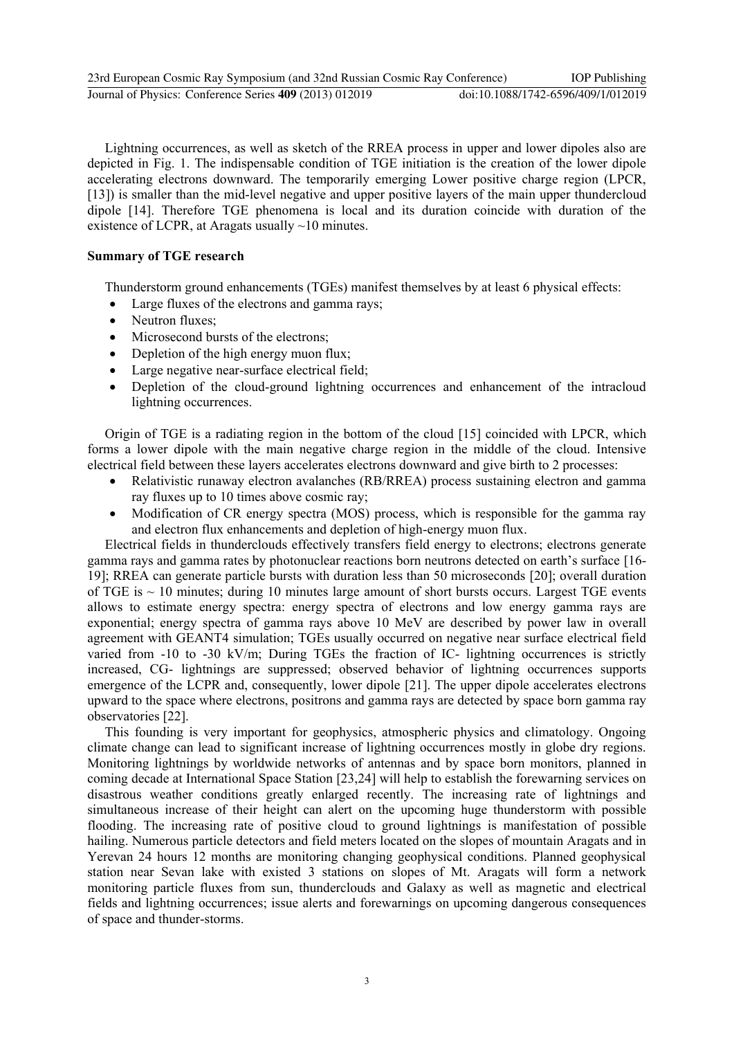Lightning occurrences, as well as sketch of the RREA process in upper and lower dipoles also are depicted in Fig. 1. The indispensable condition of TGE initiation is the creation of the lower dipole accelerating electrons downward. The temporarily emerging Lower positive charge region (LPCR, [13]) is smaller than the mid-level negative and upper positive layers of the main upper thundercloud dipole [14]. Therefore TGE phenomena is local and its duration coincide with duration of the existence of LCPR, at Aragats usually ~10 minutes.

**Summary of TGE research**

Thunderstorm ground enhancements (TGEs) manifest themselves by at least 6 physical effects:

- Large fluxes of the electrons and gamma rays;
- Neutron fluxes;
- Microsecond bursts of the electrons;
- Depletion of the high energy muon flux;
- Large negative near-surface electrical field;
- Depletion of the cloud-ground lightning occurrences and enhancement of the intracloud lightning occurrences.

Origin of TGE is a radiating region in the bottom of the cloud [15] coincided with LPCR, which forms a lower dipole with the main negative charge region in the middle of the cloud. Intensive electrical field between these layers accelerates electrons downward and give birth to 2 processes:

- Relativistic runaway electron avalanches (RB/RREA) process sustaining electron and gamma ray fluxes up to 10 times above cosmic ray;
- Modification of CR energy spectra (MOS) process, which is responsible for the gamma ray and electron flux enhancements and depletion of high-energy muon flux.

Electrical fields in thunderclouds effectively transfers field energy to electrons; electrons generate gamma rays and gamma rates by photonuclear reactions born neutrons detected on earth's surface [16-19]; RREA can generate particle bursts with duration less than 50 microseconds [20]; overall duration of TGE is ~ 10 minutes; during 10 minutes large amount of short bursts occurs. Largest TGE events allows to estimate energy spectra: energy spectra of electrons and low energy gamma rays are exponential; energy spectra of gamma rays above 10 MeV are described by power law in overall agreement with GEANT4 simulation; TGEs usually occurred on negative near surface electrical field varied from -10 to -30 kV/m; During TGEs the fraction of IC- lightning occurrences is strictly increased, CG- lightnings are suppressed; observed behavior of lightning occurrences supports emergence of the LCPR and, consequently, lower dipole [21]. The upper dipole accelerates electrons upward to the space where electrons, positrons and gamma rays are detected by space born gamma ray observatories [22].

This founding is very important for geophysics, atmospheric physics and climatology. Ongoing climate change can lead to significant increase of lightning occurrences mostly in globe dry regions. Monitoring lightnings by worldwide networks of antennas and by space born monitors, planned in coming decade at International Space Station [23,24] will help to establish the forewarning services on disastrous weather conditions greatly enlarged recently. The increasing rate of lightnings and simultaneous increase of their height can alert on the upcoming huge thunderstorm with possible flooding. The increasing rate of positive cloud to ground lightnings is manifestation of possible hailing. Numerous particle detectors and field meters located on the slopes of mountain Aragats and in Yerevan 24 hours 12 months are monitoring changing geophysical conditions. Planned geophysical station near Sevan lake with existed 3 stations on slopes of Mt. Aragats will form a network monitoring particle fluxes from sun, thunderclouds and Galaxy as well as magnetic and electrical fields and lightning occurrences; issue alerts and forewarnings on upcoming dangerous consequences of space and thunder-storms.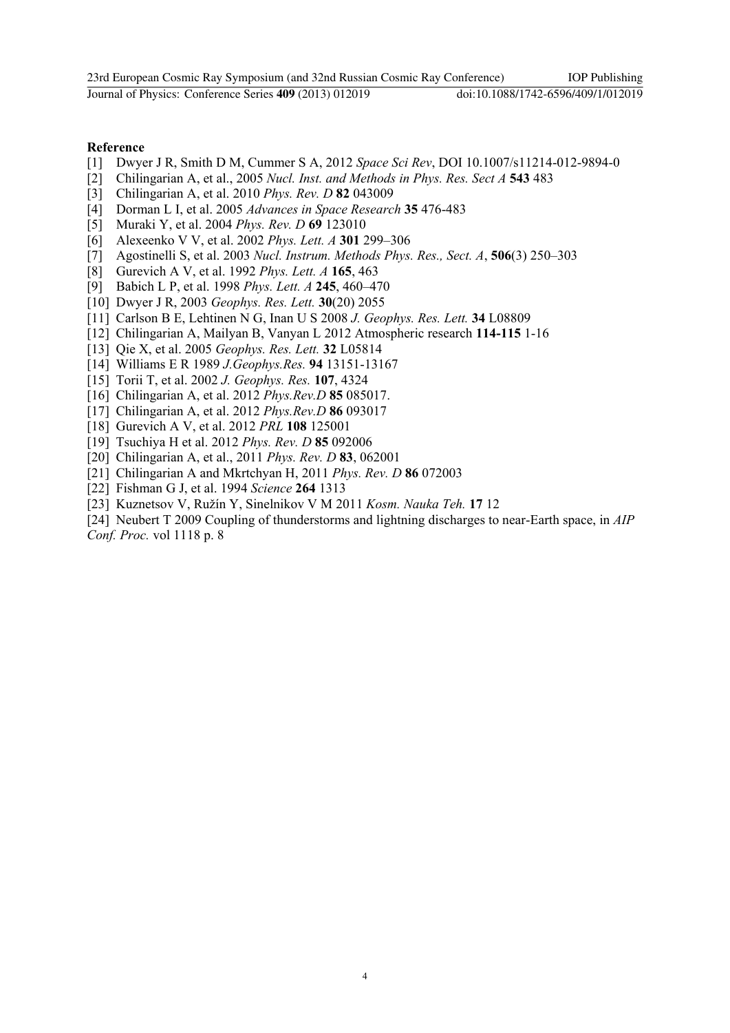**Reference**

[1] Dwyer J R, Smith D M, Cummer S A, 2012 *Space Sci Rev*, DOI 10.1007/s11214-012-9894-0

[2] Chilingarian A, et al., 2005 *Nucl. Inst. and Methods in Phys. Res. Sect A* **543** 483

[3] Chilingarian A, et al. 2010 *Phys. Rev. D* **82** 043009

[4] Dorman L I, et al. 2005 *Advances in Space Research* **35** 476-483

[5] Muraki Y, et al. 2004 *Phys. Rev. D* **69** 123010

[6] Alexeenko V V, et al. 2002 *Phys. Lett. A* **301** 299–306

[7] Agostinelli S, et al. 2003 *Nucl. Instrum. Methods Phys. Res., Sect. A*, **506**(3) 250–303

[8] Gurevich A V, et al. 1992 *Phys. Lett. A* **165**, 463

[9] Babich L P, et al. 1998 *Phys. Lett. A* **245**, 460–470

[10] Dwyer J R, 2003 *Geophys. Res. Lett.* **30**(20) 2055

[11] Carlson B E, Lehtinen N G, Inan U S 2008 *J. Geophys. Res. Lett.* **34** L08809

[12] Chilingarian A, Mailyan B, Vanyan L 2012 Atmospheric research **114-115** 1-16

[13] Qie X, et al. 2005 *Geophys. Res. Lett.* **32** L05814

[14] Williams E R 1989 *J.Geophys.Res.* **94** 13151-13167

[15] Torii T, et al. 2002 *J. Geophys. Res.* **107**, 4324

[16] Chilingarian A, et al. 2012 *Phys.Rev.D* **85** 085017.

[17] Chilingarian A, et al. 2012 *Phys.Rev.D* **86** 093017

[18] Gurevich A V, et al. 2012 *PRL* **108** 125001

[19] Tsuchiya H et al. 2012 *Phys. Rev. D* **85** 092006

[20] Chilingarian A, et al., 2011 *Phys. Rev. D* **83**, 062001

[21] Chilingarian A and Mkrtchyan H, 2011 *Phys. Rev. D* **86** 072003

[22] Fishman G J, et al. 1994 *Science* **264** 1313

[23] Kuznetsov V, Ružín Y, Sinelnikov V M 2011 *Kosm. Nauka Teh.* **17** 12

[24] Neubert T 2009 Coupling of thunderstorms and lightning discharges to near-Earth space, in *AIP Conf. Proc.* vol 1118 p. 8